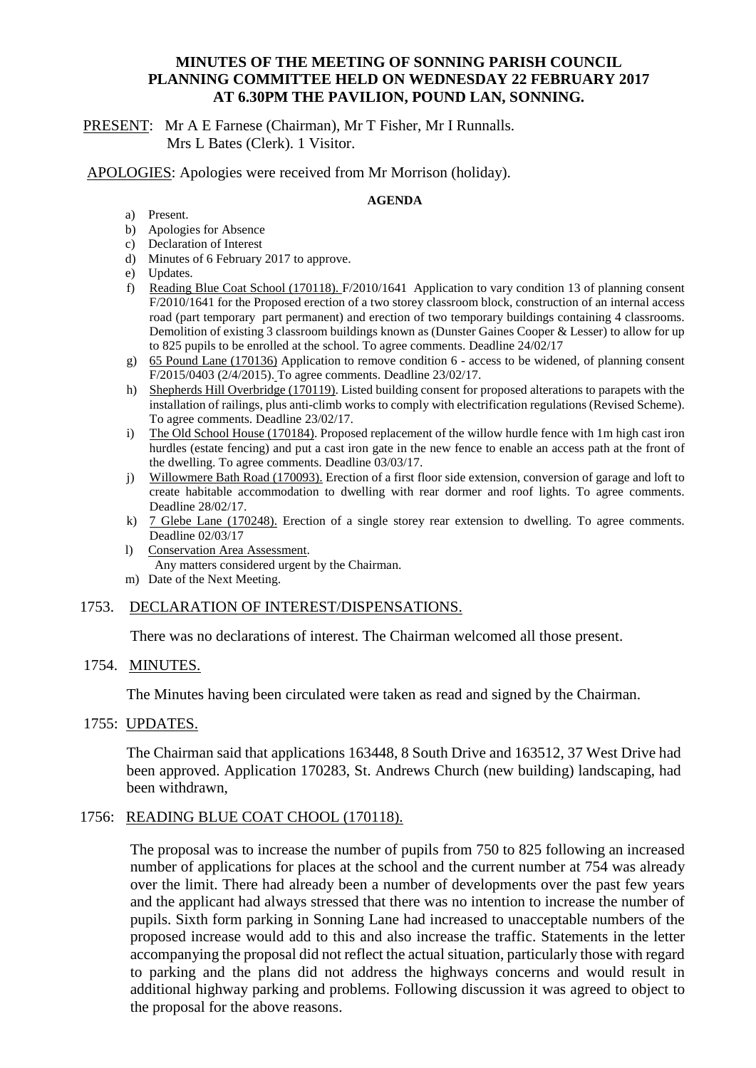# MINUTES OF THE MEETING OF SONNING PARISH COUNCIL PLANNING COMMITTEE HELD ON WEDNESDAY 22 FEBRUARY 2017 AT 6.30PM THE PAVILION, POUND LAN, SONNING.

PRESENT: Mr A E Farnese (Chairman), Mr T Fisher, Mr I Runnalls.
Mrs L Bates (Clerk). 1 Visitor.

APOLOGIES: Apologies were received from Mr Morrison (holiday).

**AGENDA**

a) Present.
b) Apologies for Absence
c) Declaration of Interest
d) Minutes of 6 February 2017 to approve.
e) Updates.
f) Reading Blue Coat School (170118). F/2010/1641 Application to vary condition 13 of planning consent F/2010/1641 for the Proposed erection of a two storey classroom block, construction of an internal access road (part temporary part permanent) and erection of two temporary buildings containing 4 classrooms. Demolition of existing 3 classroom buildings known as (Dunster Gaines Cooper & Lesser) to allow for up to 825 pupils to be enrolled at the school. To agree comments. Deadline 24/02/17
g) 65 Pound Lane (170136) Application to remove condition 6 - access to be widened, of planning consent F/2015/0403 (2/4/2015). To agree comments. Deadline 23/02/17.
h) Shepherds Hill Overbridge (170119). Listed building consent for proposed alterations to parapets with the installation of railings, plus anti-climb works to comply with electrification regulations (Revised Scheme). To agree comments. Deadline 23/02/17.
i) The Old School House (170184). Proposed replacement of the willow hurdle fence with 1m high cast iron hurdles (estate fencing) and put a cast iron gate in the new fence to enable an access path at the front of the dwelling. To agree comments. Deadline 03/03/17.
j) Willowmere Bath Road (170093). Erection of a first floor side extension, conversion of garage and loft to create habitable accommodation to dwelling with rear dormer and roof lights. To agree comments. Deadline 28/02/17.
k) 7 Glebe Lane (170248). Erection of a single storey rear extension to dwelling. To agree comments. Deadline 02/03/17
l) Conservation Area Assessment.
   Any matters considered urgent by the Chairman.
m) Date of the Next Meeting.

## 1753. DECLARATION OF INTEREST/DISPENSATIONS.

There was no declarations of interest. The Chairman welcomed all those present.

## 1754. MINUTES.

The Minutes having been circulated were taken as read and signed by the Chairman.

## 1755: UPDATES.

The Chairman said that applications 163448, 8 South Drive and 163512, 37 West Drive had been approved. Application 170283, St. Andrews Church (new building) landscaping, had been withdrawn,

## 1756: READING BLUE COAT CHOOL (170118).

The proposal was to increase the number of pupils from 750 to 825 following an increased number of applications for places at the school and the current number at 754 was already over the limit. There had already been a number of developments over the past few years and the applicant had always stressed that there was no intention to increase the number of pupils. Sixth form parking in Sonning Lane had increased to unacceptable numbers of the proposed increase would add to this and also increase the traffic. Statements in the letter accompanying the proposal did not reflect the actual situation, particularly those with regard to parking and the plans did not address the highways concerns and would result in additional highway parking and problems. Following discussion it was agreed to object to the proposal for the above reasons.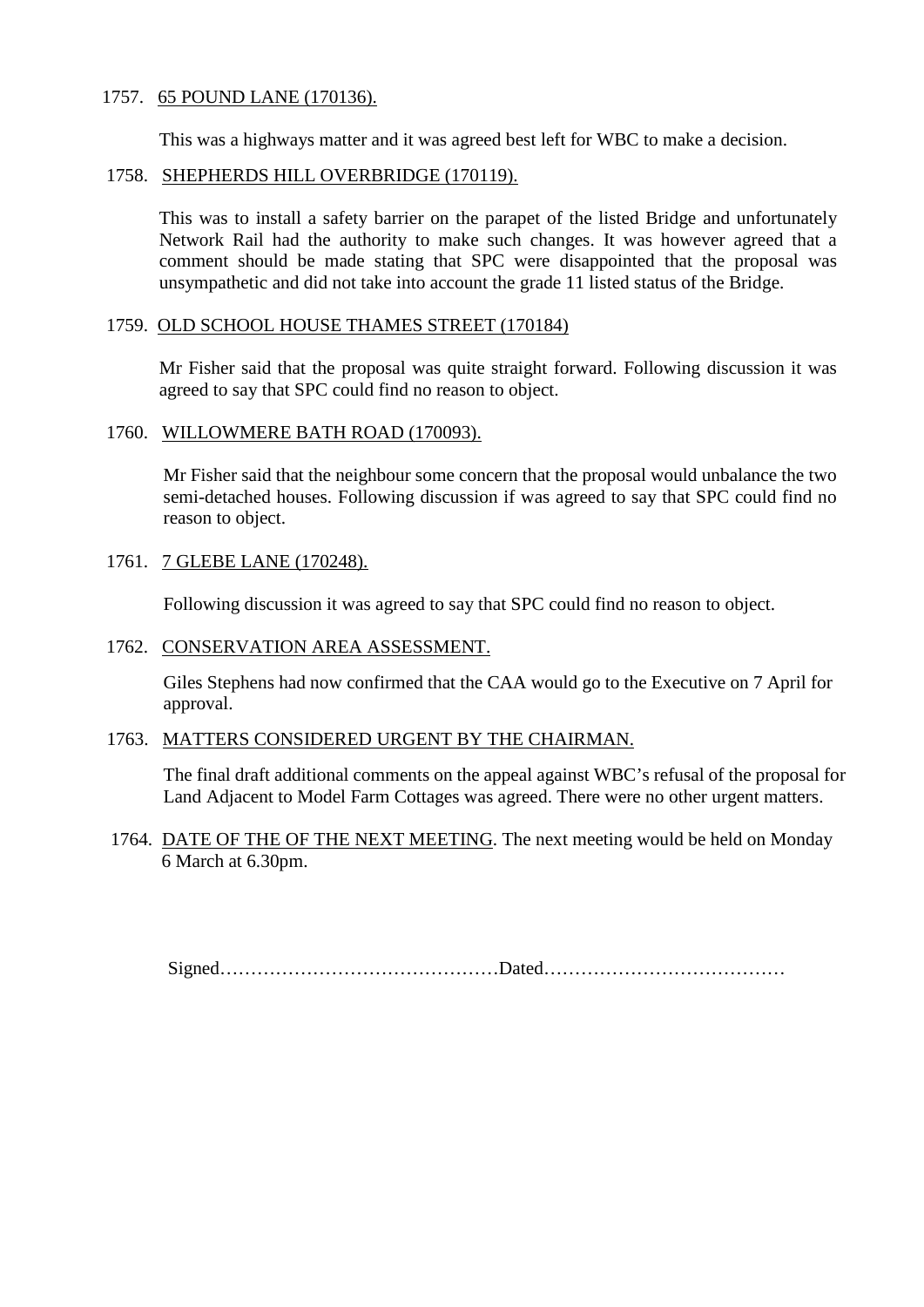1757. 65 POUND LANE (170136).

This was a highways matter and it was agreed best left for WBC to make a decision.

1758. SHEPHERDS HILL OVERBRIDGE (170119).

This was to install a safety barrier on the parapet of the listed Bridge and unfortunately Network Rail had the authority to make such changes. It was however agreed that a comment should be made stating that SPC were disappointed that the proposal was unsympathetic and did not take into account the grade 11 listed status of the Bridge.

1759. OLD SCHOOL HOUSE THAMES STREET (170184)

Mr Fisher said that the proposal was quite straight forward. Following discussion it was agreed to say that SPC could find no reason to object.

1760. WILLOWMERE BATH ROAD (170093).

Mr Fisher said that the neighbour some concern that the proposal would unbalance the two semi-detached houses. Following discussion if was agreed to say that SPC could find no reason to object.

1761. 7 GLEBE LANE (170248).

Following discussion it was agreed to say that SPC could find no reason to object.

1762. CONSERVATION AREA ASSESSMENT.

Giles Stephens had now confirmed that the CAA would go to the Executive on 7 April for approval.

1763. MATTERS CONSIDERED URGENT BY THE CHAIRMAN.

The final draft additional comments on the appeal against WBC's refusal of the proposal for Land Adjacent to Model Farm Cottages was agreed. There were no other urgent matters.

1764. DATE OF THE OF THE NEXT MEETING. The next meeting would be held on Monday 6 March at 6.30pm.

Signed……………………………………Dated…………………………………